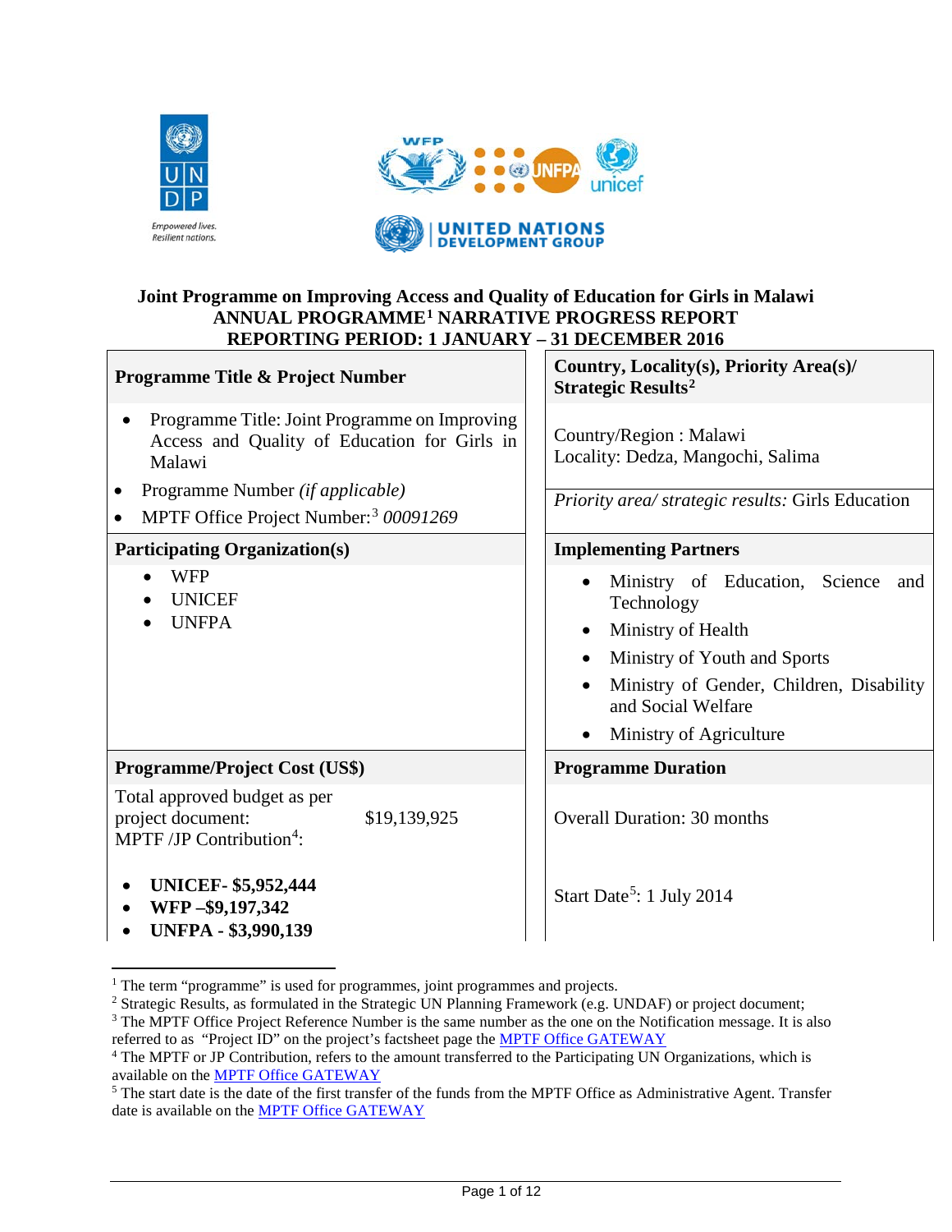# Joint Programme on Improving Access and Quality of Education for Girls in Malawi
## ANNUAL PROGRAMME[1] NARRATIVE PROGRESS REPORT
## REPORTING PERIOD: 1 JANUARY – 31 DECEMBER 2016

| **Programme Title & Project Number** | **Country, Locality(s), Priority Area(s)/ Strategic Results[2]** |
|---|---|
| • Programme Title: Joint Programme on Improving Access and Quality of Education for Girls in Malawi<br>• Programme Number *(if applicable)*<br>• MPTF Office Project Number:[3] *00091269* | Country/Region : Malawi<br>Locality: Dedza, Mangochi, Salima<br><br>*Priority area/ strategic results:* Girls Education |
| **Participating Organization(s)** | **Implementing Partners** |
| • WFP<br>• UNICEF<br>• UNFPA | • Ministry of Education, Science and Technology<br>• Ministry of Health<br>• Ministry of Youth and Sports<br>• Ministry of Gender, Children, Disability and Social Welfare<br>• Ministry of Agriculture |
| **Programme/Project Cost (US$)** | **Programme Duration** |
| Total approved budget as per project document: $19,139,925<br>MPTF /JP Contribution[4]:<br><br>• **UNICEF- $5,952,444**<br>• **WFP –$9,197,342**<br>• **UNFPA - $3,990,139** | Overall Duration: 30 months<br><br>Start Date[5]: 1 July 2014 |

[1] The term "programme" is used for programmes, joint programmes and projects.

[2] Strategic Results, as formulated in the Strategic UN Planning Framework (e.g. UNDAF) or project document;

[3] The MPTF Office Project Reference Number is the same number as the one on the Notification message. It is also referred to as "Project ID" on the project's factsheet page the MPTF Office GATEWAY

[4] The MPTF or JP Contribution, refers to the amount transferred to the Participating UN Organizations, which is available on the MPTF Office GATEWAY

[5] The start date is the date of the first transfer of the funds from the MPTF Office as Administrative Agent. Transfer date is available on the MPTF Office GATEWAY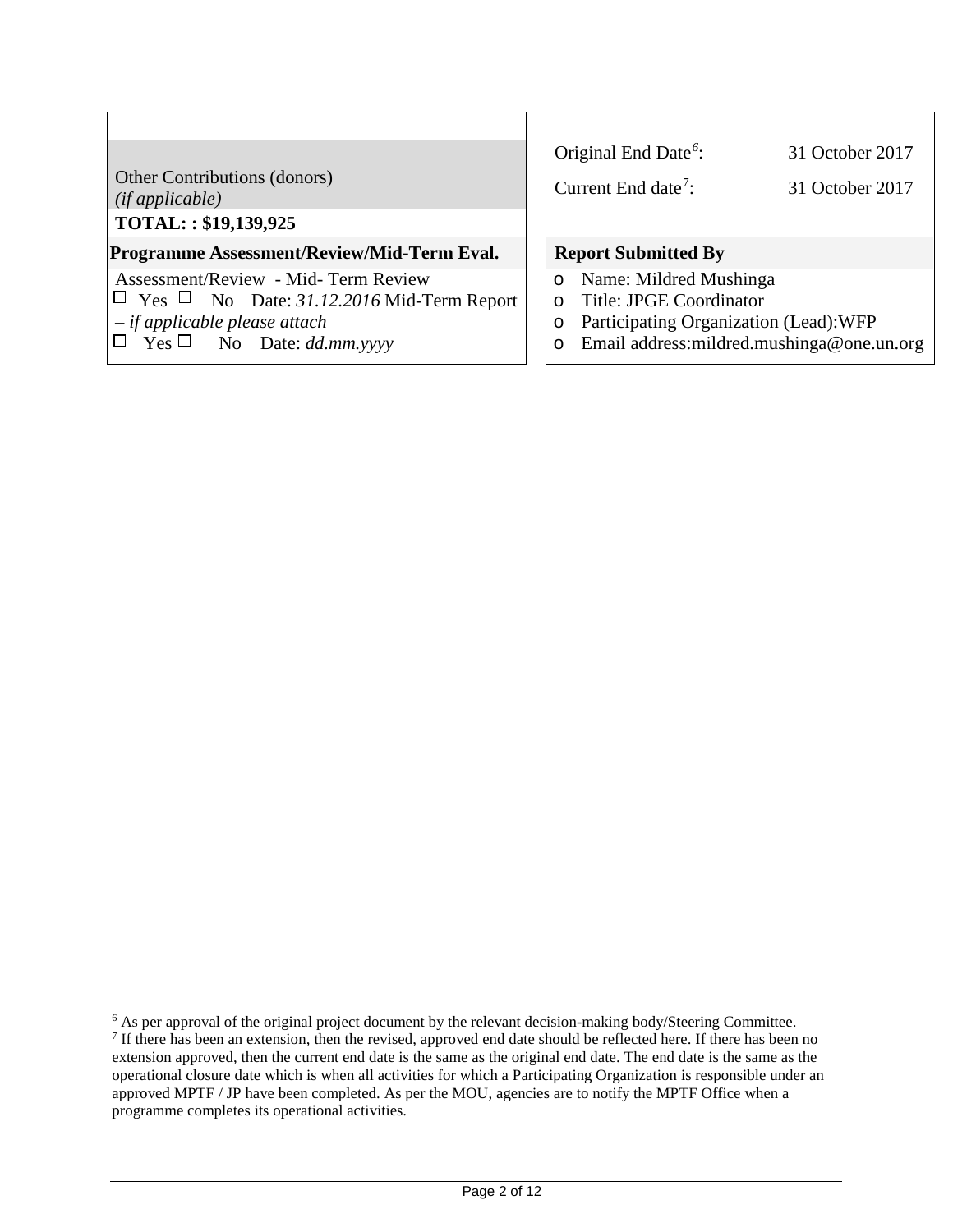| | |
|---|---|
| Other Contributions (donors) *(if applicable)* | Original End Date[6]: 31 October 2017 |
| **TOTAL: : $19,139,925** | Current End date[7]: 31 October 2017 |
| **Programme Assessment/Review/Mid-Term Eval.** | **Report Submitted By** |
| Assessment/Review - Mid- Term Review<br>☐ Yes ☐ No Date: *31.12.2016* Mid-Term Report *– if applicable please attach*<br>☐ Yes ☐ No Date: *dd.mm.yyyy* | o Name: Mildred Mushinga<br>o Title: JPGE Coordinator<br>o Participating Organization (Lead):WFP<br>o Email address:mildred.mushinga@one.un.org |

[6] As per approval of the original project document by the relevant decision-making body/Steering Committee.

[7] If there has been an extension, then the revised, approved end date should be reflected here. If there has been no extension approved, then the current end date is the same as the original end date. The end date is the same as the operational closure date which is when all activities for which a Participating Organization is responsible under an approved MPTF / JP have been completed. As per the MOU, agencies are to notify the MPTF Office when a programme completes its operational activities.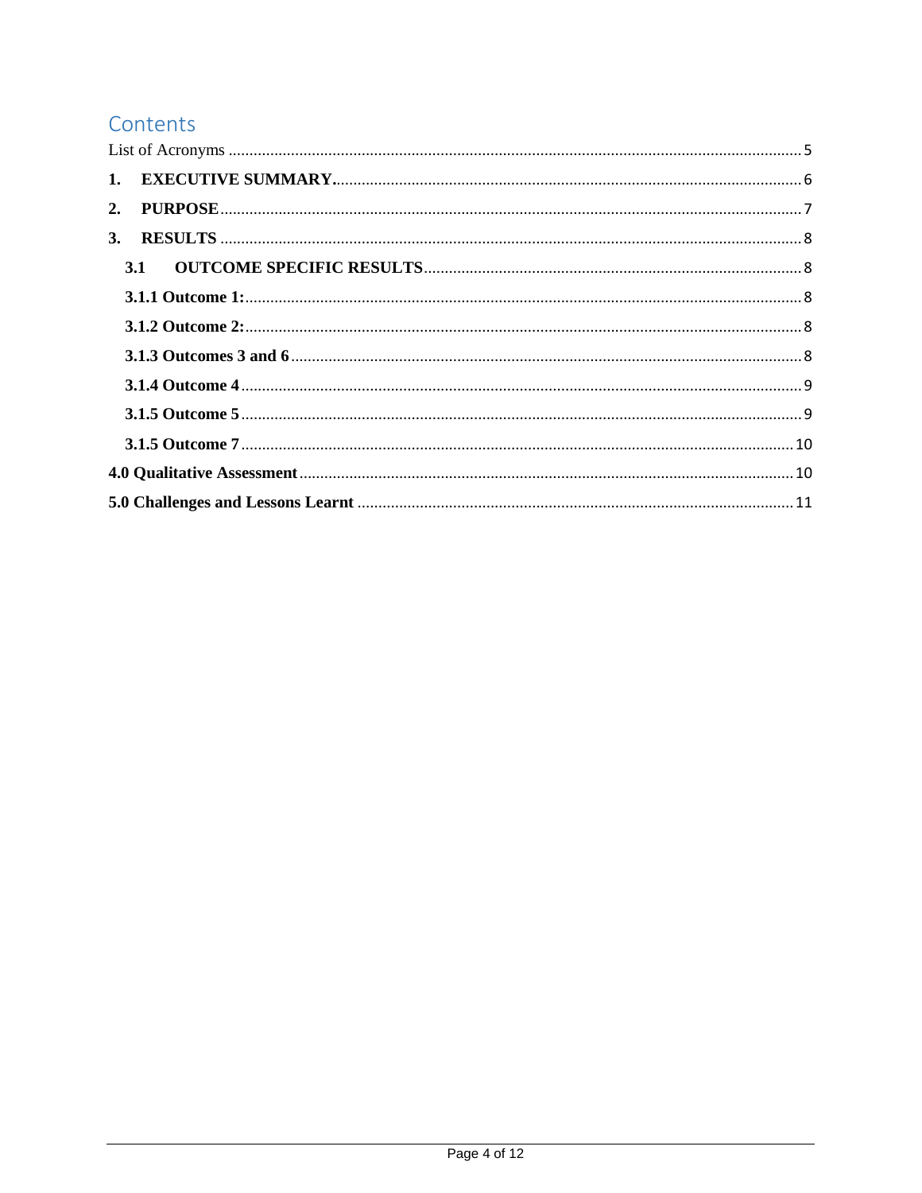# Contents

List of Acronyms ........................................................................................................ 5

**1. EXECUTIVE SUMMARY.** ........................................................................................ 6

**2. PURPOSE** ................................................................................................................ 7

**3. RESULTS** ................................................................................................................ 8

- **3.1 OUTCOME SPECIFIC RESULTS** ..................................................................... 8
- **3.1.1 Outcome 1:** ........................................................................................................ 8
- **3.1.2 Outcome 2:** ........................................................................................................ 8
- **3.1.3 Outcomes 3 and 6** ............................................................................................. 8
- **3.1.4 Outcome 4** ......................................................................................................... 9
- **3.1.5 Outcome 5** ......................................................................................................... 9
- **3.1.5 Outcome 7** ......................................................................................................... 10

**4.0 Qualitative Assessment** .......................................................................................... 10

**5.0 Challenges and Lessons Learnt** ............................................................................ 11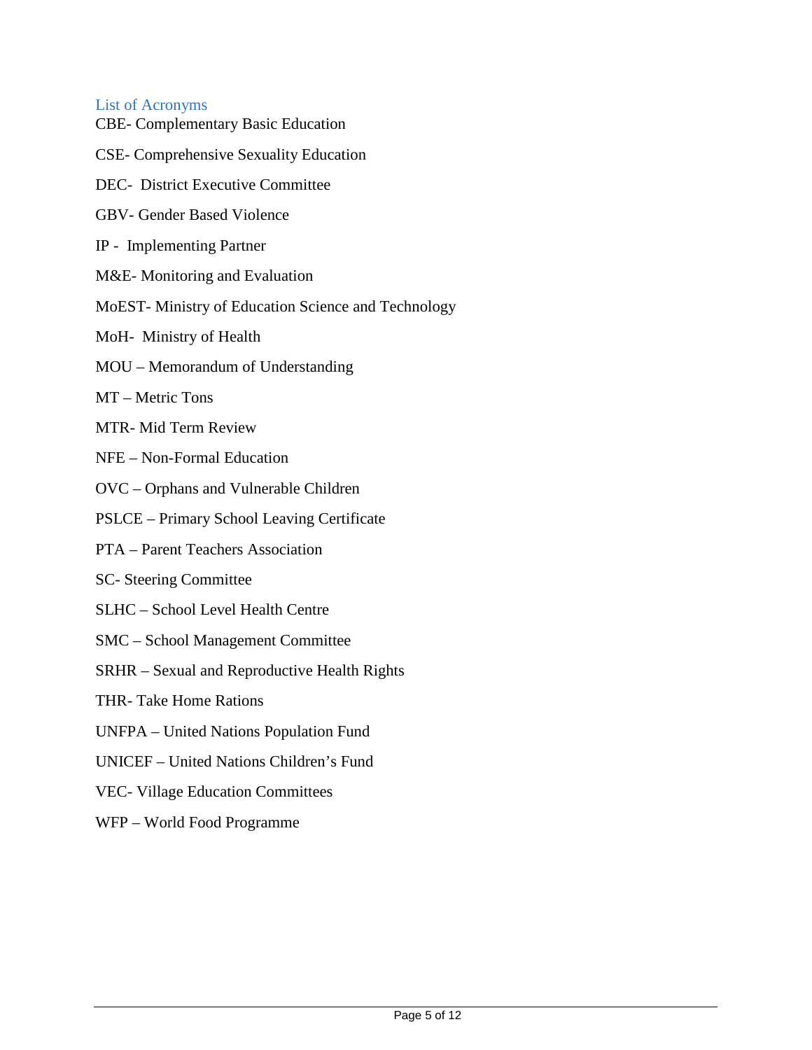## List of Acronyms

CBE- Complementary Basic Education

CSE- Comprehensive Sexuality Education

DEC- District Executive Committee

GBV- Gender Based Violence

IP - Implementing Partner

M&E- Monitoring and Evaluation

MoEST- Ministry of Education Science and Technology

MoH- Ministry of Health

MOU – Memorandum of Understanding

MT – Metric Tons

MTR- Mid Term Review

NFE – Non-Formal Education

OVC – Orphans and Vulnerable Children

PSLCE – Primary School Leaving Certificate

PTA – Parent Teachers Association

SC- Steering Committee

SLHC – School Level Health Centre

SMC – School Management Committee

SRHR – Sexual and Reproductive Health Rights

THR- Take Home Rations

UNFPA – United Nations Population Fund

UNICEF – United Nations Children's Fund

VEC- Village Education Committees

WFP – World Food Programme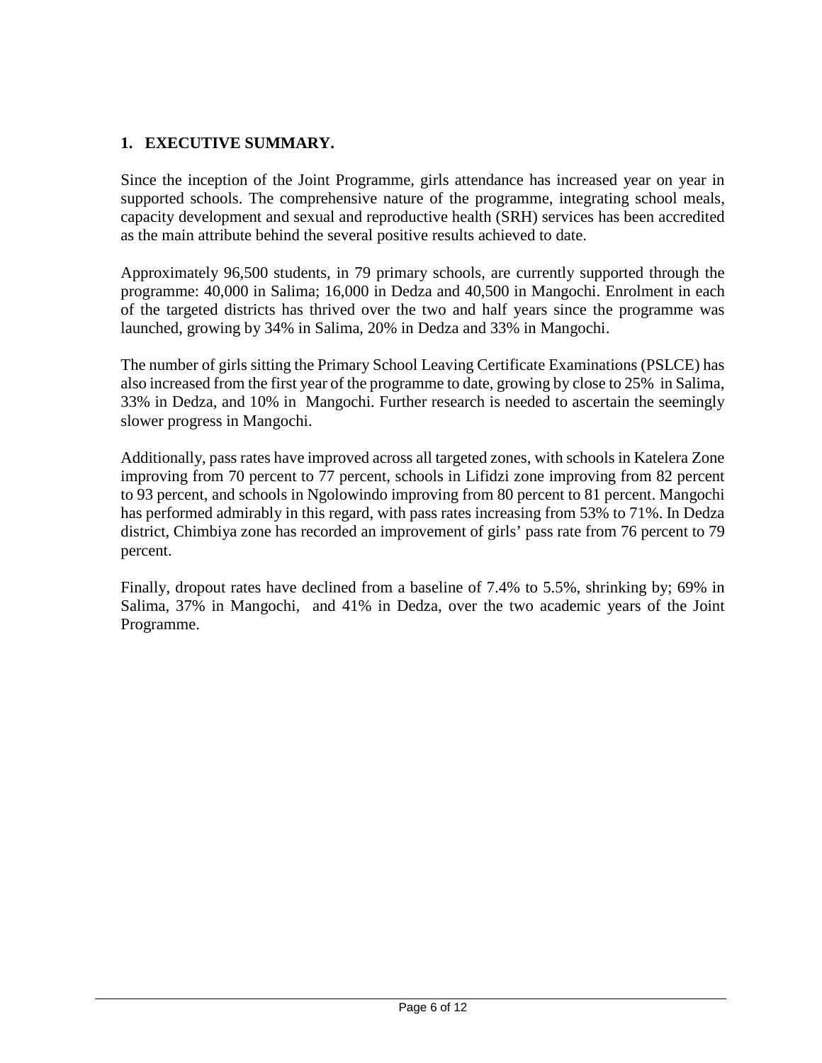## 1. EXECUTIVE SUMMARY.

Since the inception of the Joint Programme, girls attendance has increased year on year in supported schools. The comprehensive nature of the programme, integrating school meals, capacity development and sexual and reproductive health (SRH) services has been accredited as the main attribute behind the several positive results achieved to date.

Approximately 96,500 students, in 79 primary schools, are currently supported through the programme: 40,000 in Salima; 16,000 in Dedza and 40,500 in Mangochi. Enrolment in each of the targeted districts has thrived over the two and half years since the programme was launched, growing by 34% in Salima, 20% in Dedza and 33% in Mangochi.

The number of girls sitting the Primary School Leaving Certificate Examinations (PSLCE) has also increased from the first year of the programme to date, growing by close to 25% in Salima, 33% in Dedza, and 10% in Mangochi. Further research is needed to ascertain the seemingly slower progress in Mangochi.

Additionally, pass rates have improved across all targeted zones, with schools in Katelera Zone improving from 70 percent to 77 percent, schools in Lifidzi zone improving from 82 percent to 93 percent, and schools in Ngolowindo improving from 80 percent to 81 percent. Mangochi has performed admirably in this regard, with pass rates increasing from 53% to 71%. In Dedza district, Chimbiya zone has recorded an improvement of girls' pass rate from 76 percent to 79 percent.

Finally, dropout rates have declined from a baseline of 7.4% to 5.5%, shrinking by; 69% in Salima, 37% in Mangochi, and 41% in Dedza, over the two academic years of the Joint Programme.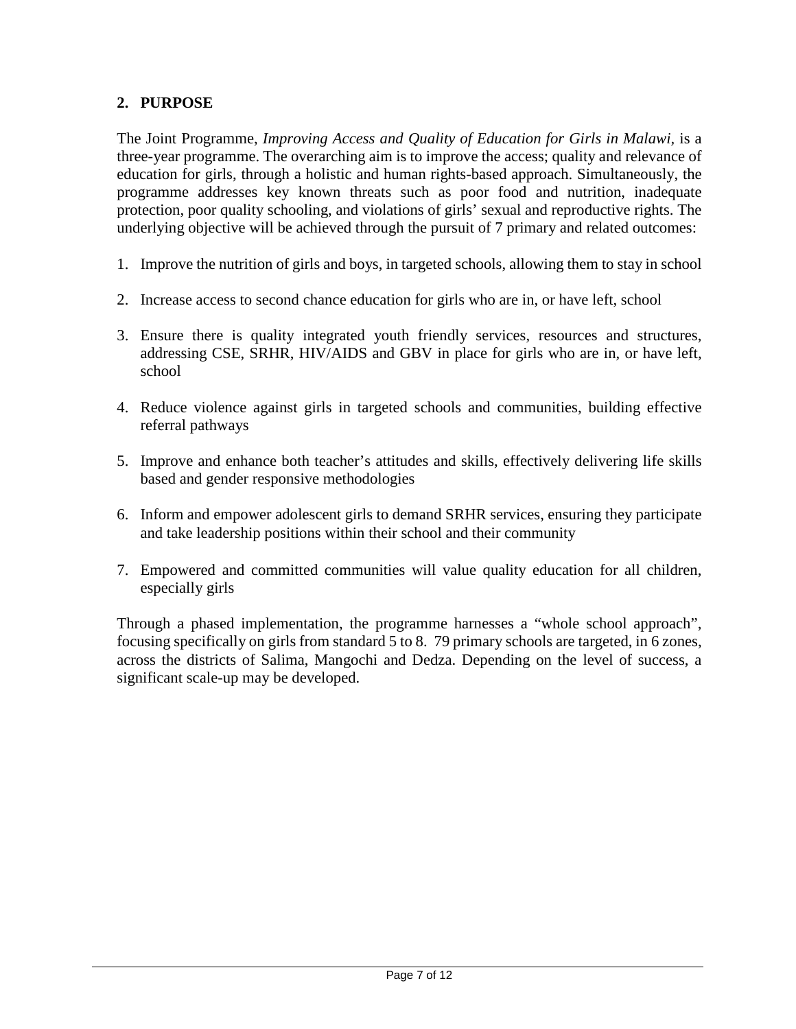## 2. PURPOSE

The Joint Programme, *Improving Access and Quality of Education for Girls in Malawi,* is a three-year programme. The overarching aim is to improve the access; quality and relevance of education for girls, through a holistic and human rights-based approach. Simultaneously, the programme addresses key known threats such as poor food and nutrition, inadequate protection, poor quality schooling, and violations of girls' sexual and reproductive rights. The underlying objective will be achieved through the pursuit of 7 primary and related outcomes:

1. Improve the nutrition of girls and boys, in targeted schools, allowing them to stay in school
2. Increase access to second chance education for girls who are in, or have left, school
3. Ensure there is quality integrated youth friendly services, resources and structures, addressing CSE, SRHR, HIV/AIDS and GBV in place for girls who are in, or have left, school
4. Reduce violence against girls in targeted schools and communities, building effective referral pathways
5. Improve and enhance both teacher's attitudes and skills, effectively delivering life skills based and gender responsive methodologies
6. Inform and empower adolescent girls to demand SRHR services, ensuring they participate and take leadership positions within their school and their community
7. Empowered and committed communities will value quality education for all children, especially girls

Through a phased implementation, the programme harnesses a "whole school approach", focusing specifically on girls from standard 5 to 8. 79 primary schools are targeted, in 6 zones, across the districts of Salima, Mangochi and Dedza. Depending on the level of success, a significant scale-up may be developed.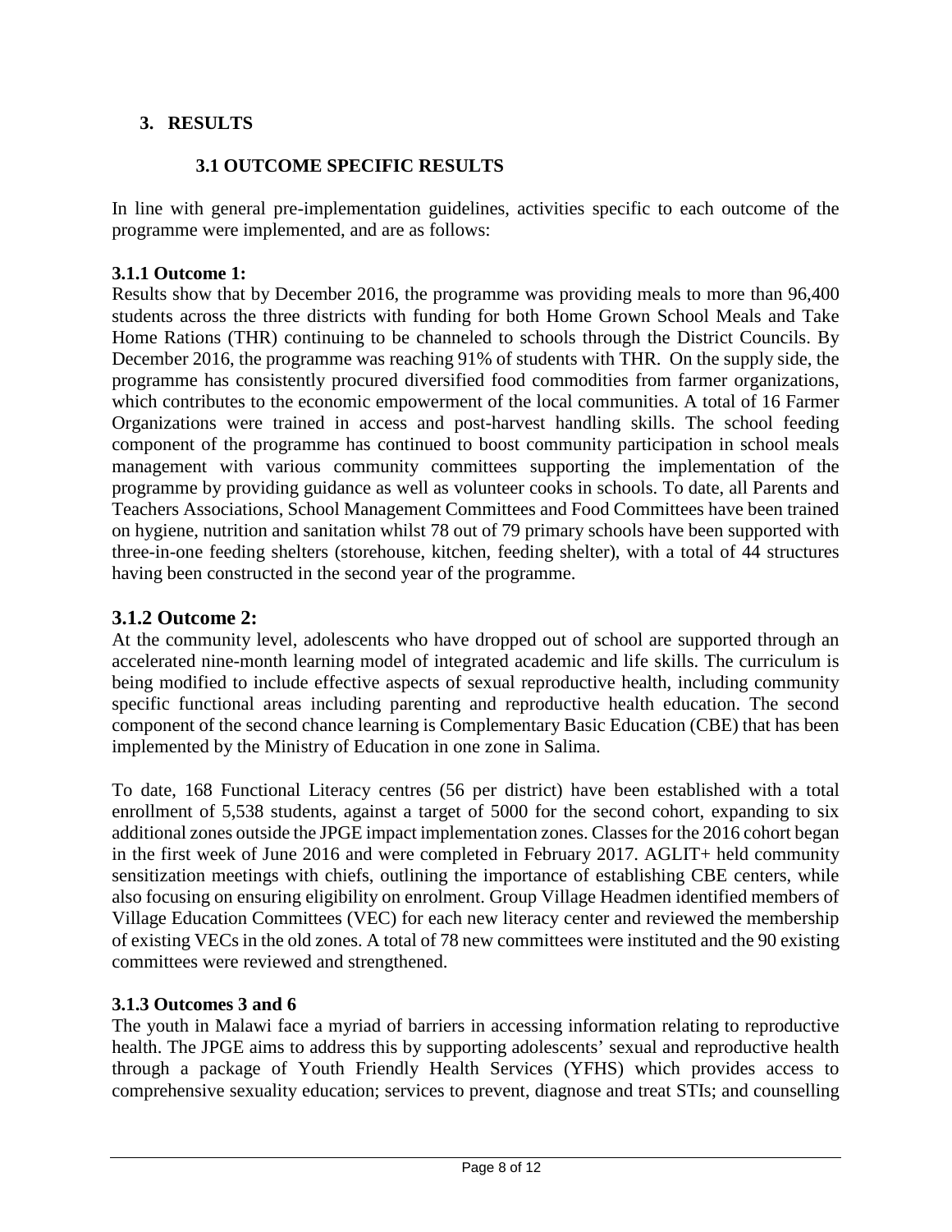## 3. RESULTS

### 3.1 OUTCOME SPECIFIC RESULTS

In line with general pre-implementation guidelines, activities specific to each outcome of the programme were implemented, and are as follows:

#### 3.1.1 Outcome 1:

Results show that by December 2016, the programme was providing meals to more than 96,400 students across the three districts with funding for both Home Grown School Meals and Take Home Rations (THR) continuing to be channeled to schools through the District Councils. By December 2016, the programme was reaching 91% of students with THR. On the supply side, the programme has consistently procured diversified food commodities from farmer organizations, which contributes to the economic empowerment of the local communities. A total of 16 Farmer Organizations were trained in access and post-harvest handling skills. The school feeding component of the programme has continued to boost community participation in school meals management with various community committees supporting the implementation of the programme by providing guidance as well as volunteer cooks in schools. To date, all Parents and Teachers Associations, School Management Committees and Food Committees have been trained on hygiene, nutrition and sanitation whilst 78 out of 79 primary schools have been supported with three-in-one feeding shelters (storehouse, kitchen, feeding shelter), with a total of 44 structures having been constructed in the second year of the programme.

#### 3.1.2 Outcome 2:

At the community level, adolescents who have dropped out of school are supported through an accelerated nine-month learning model of integrated academic and life skills. The curriculum is being modified to include effective aspects of sexual reproductive health, including community specific functional areas including parenting and reproductive health education. The second component of the second chance learning is Complementary Basic Education (CBE) that has been implemented by the Ministry of Education in one zone in Salima.

To date, 168 Functional Literacy centres (56 per district) have been established with a total enrollment of 5,538 students, against a target of 5000 for the second cohort, expanding to six additional zones outside the JPGE impact implementation zones. Classes for the 2016 cohort began in the first week of June 2016 and were completed in February 2017. AGLIT+ held community sensitization meetings with chiefs, outlining the importance of establishing CBE centers, while also focusing on ensuring eligibility on enrolment. Group Village Headmen identified members of Village Education Committees (VEC) for each new literacy center and reviewed the membership of existing VECs in the old zones. A total of 78 new committees were instituted and the 90 existing committees were reviewed and strengthened.

#### 3.1.3 Outcomes 3 and 6

The youth in Malawi face a myriad of barriers in accessing information relating to reproductive health. The JPGE aims to address this by supporting adolescents' sexual and reproductive health through a package of Youth Friendly Health Services (YFHS) which provides access to comprehensive sexuality education; services to prevent, diagnose and treat STIs; and counselling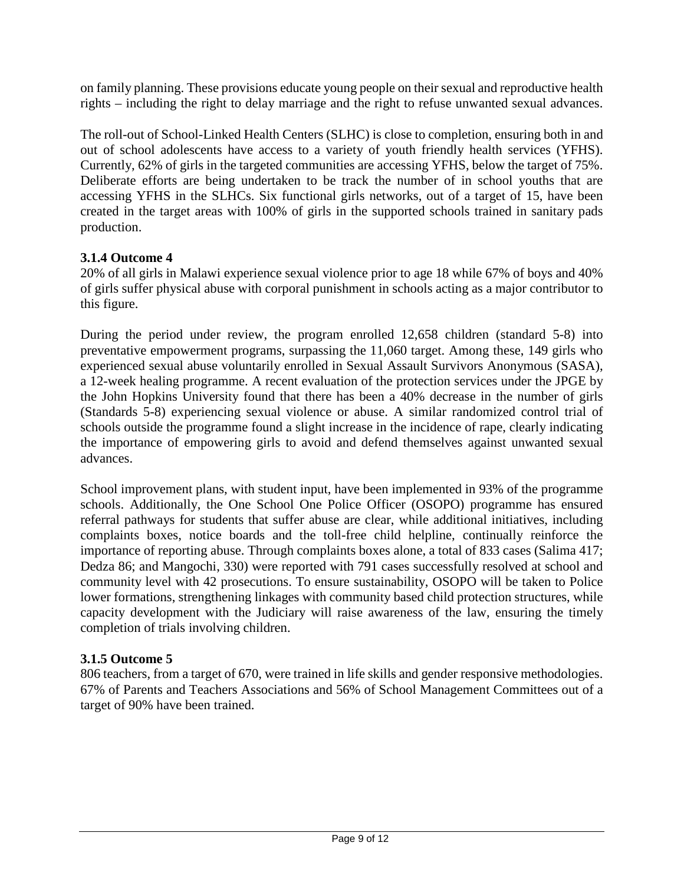on family planning. These provisions educate young people on their sexual and reproductive health rights – including the right to delay marriage and the right to refuse unwanted sexual advances.

The roll-out of School-Linked Health Centers (SLHC) is close to completion, ensuring both in and out of school adolescents have access to a variety of youth friendly health services (YFHS). Currently, 62% of girls in the targeted communities are accessing YFHS, below the target of 75%. Deliberate efforts are being undertaken to be track the number of in school youths that are accessing YFHS in the SLHCs. Six functional girls networks, out of a target of 15, have been created in the target areas with 100% of girls in the supported schools trained in sanitary pads production.

### 3.1.4 Outcome 4

20% of all girls in Malawi experience sexual violence prior to age 18 while 67% of boys and 40% of girls suffer physical abuse with corporal punishment in schools acting as a major contributor to this figure.

During the period under review, the program enrolled 12,658 children (standard 5-8) into preventative empowerment programs, surpassing the 11,060 target. Among these, 149 girls who experienced sexual abuse voluntarily enrolled in Sexual Assault Survivors Anonymous (SASA), a 12-week healing programme. A recent evaluation of the protection services under the JPGE by the John Hopkins University found that there has been a 40% decrease in the number of girls (Standards 5-8) experiencing sexual violence or abuse. A similar randomized control trial of schools outside the programme found a slight increase in the incidence of rape, clearly indicating the importance of empowering girls to avoid and defend themselves against unwanted sexual advances.

School improvement plans, with student input, have been implemented in 93% of the programme schools. Additionally, the One School One Police Officer (OSOPO) programme has ensured referral pathways for students that suffer abuse are clear, while additional initiatives, including complaints boxes, notice boards and the toll-free child helpline, continually reinforce the importance of reporting abuse. Through complaints boxes alone, a total of 833 cases (Salima 417; Dedza 86; and Mangochi, 330) were reported with 791 cases successfully resolved at school and community level with 42 prosecutions. To ensure sustainability, OSOPO will be taken to Police lower formations, strengthening linkages with community based child protection structures, while capacity development with the Judiciary will raise awareness of the law, ensuring the timely completion of trials involving children.

### 3.1.5 Outcome 5

806 teachers, from a target of 670, were trained in life skills and gender responsive methodologies. 67% of Parents and Teachers Associations and 56% of School Management Committees out of a target of 90% have been trained.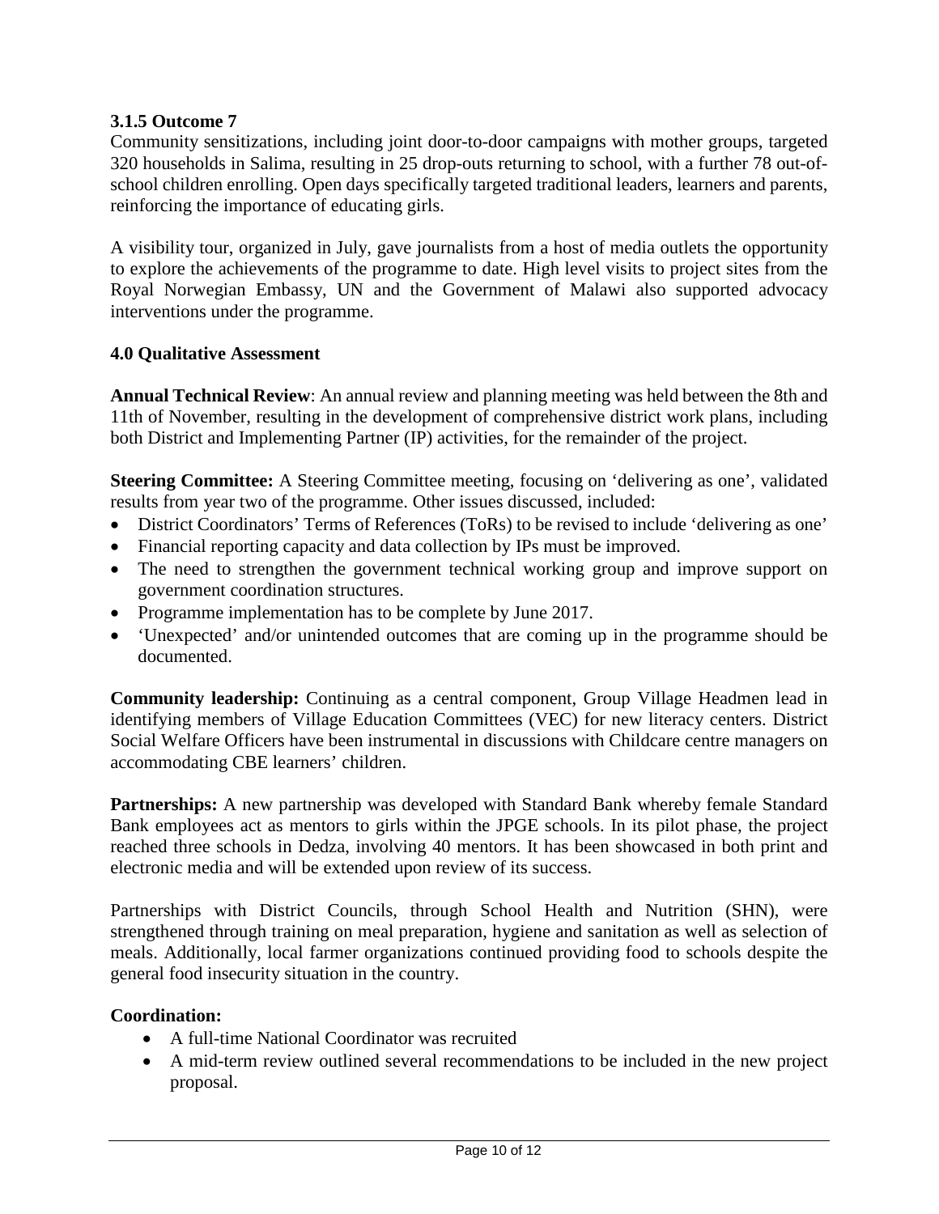### 3.1.5 Outcome 7

Community sensitizations, including joint door-to-door campaigns with mother groups, targeted 320 households in Salima, resulting in 25 drop-outs returning to school, with a further 78 out-of-school children enrolling. Open days specifically targeted traditional leaders, learners and parents, reinforcing the importance of educating girls.

A visibility tour, organized in July, gave journalists from a host of media outlets the opportunity to explore the achievements of the programme to date. High level visits to project sites from the Royal Norwegian Embassy, UN and the Government of Malawi also supported advocacy interventions under the programme.

## 4.0 Qualitative Assessment

**Annual Technical Review**: An annual review and planning meeting was held between the 8th and 11th of November, resulting in the development of comprehensive district work plans, including both District and Implementing Partner (IP) activities, for the remainder of the project.

**Steering Committee:** A Steering Committee meeting, focusing on 'delivering as one', validated results from year two of the programme. Other issues discussed, included:

- District Coordinators' Terms of References (ToRs) to be revised to include 'delivering as one'
- Financial reporting capacity and data collection by IPs must be improved.
- The need to strengthen the government technical working group and improve support on government coordination structures.
- Programme implementation has to be complete by June 2017.
- 'Unexpected' and/or unintended outcomes that are coming up in the programme should be documented.

**Community leadership:** Continuing as a central component, Group Village Headmen lead in identifying members of Village Education Committees (VEC) for new literacy centers. District Social Welfare Officers have been instrumental in discussions with Childcare centre managers on accommodating CBE learners' children.

**Partnerships:** A new partnership was developed with Standard Bank whereby female Standard Bank employees act as mentors to girls within the JPGE schools. In its pilot phase, the project reached three schools in Dedza, involving 40 mentors. It has been showcased in both print and electronic media and will be extended upon review of its success.

Partnerships with District Councils, through School Health and Nutrition (SHN), were strengthened through training on meal preparation, hygiene and sanitation as well as selection of meals. Additionally, local farmer organizations continued providing food to schools despite the general food insecurity situation in the country.

**Coordination:**

- A full-time National Coordinator was recruited
- A mid-term review outlined several recommendations to be included in the new project proposal.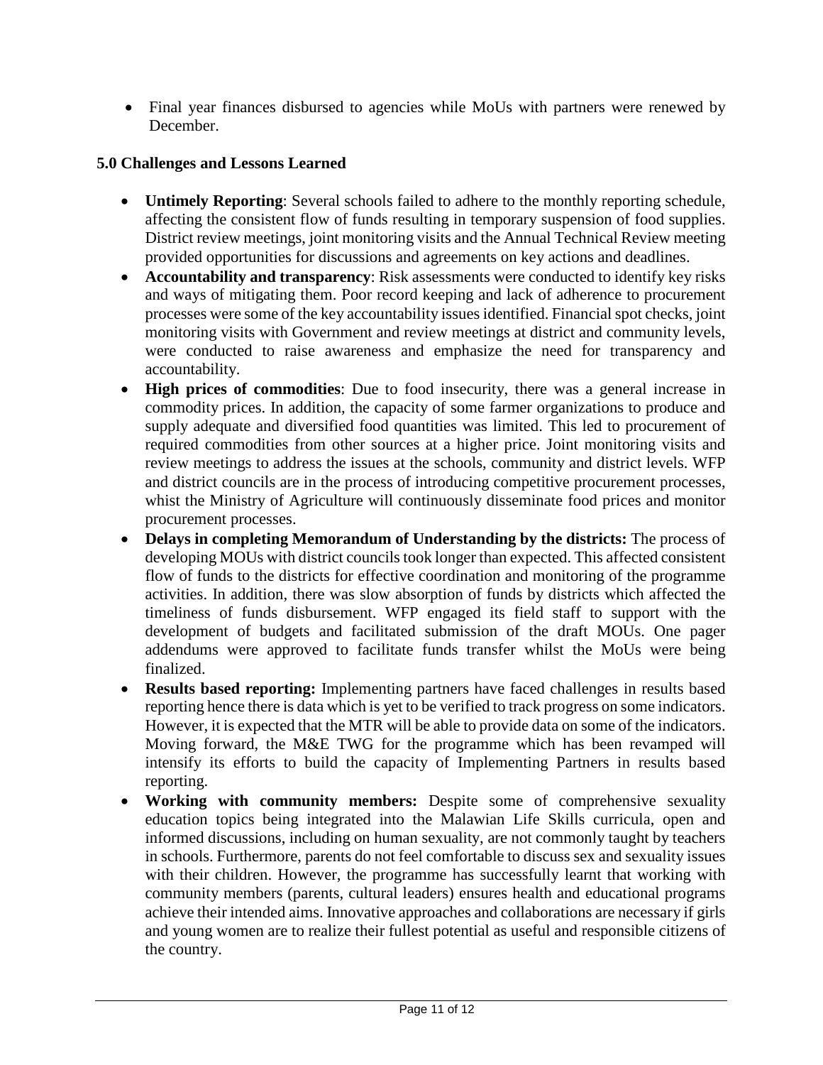- Final year finances disbursed to agencies while MoUs with partners were renewed by December.

## 5.0 Challenges and Lessons Learned

- **Untimely Reporting**: Several schools failed to adhere to the monthly reporting schedule, affecting the consistent flow of funds resulting in temporary suspension of food supplies. District review meetings, joint monitoring visits and the Annual Technical Review meeting provided opportunities for discussions and agreements on key actions and deadlines.
- **Accountability and transparency**: Risk assessments were conducted to identify key risks and ways of mitigating them. Poor record keeping and lack of adherence to procurement processes were some of the key accountability issues identified. Financial spot checks, joint monitoring visits with Government and review meetings at district and community levels, were conducted to raise awareness and emphasize the need for transparency and accountability.
- **High prices of commodities**: Due to food insecurity, there was a general increase in commodity prices. In addition, the capacity of some farmer organizations to produce and supply adequate and diversified food quantities was limited. This led to procurement of required commodities from other sources at a higher price. Joint monitoring visits and review meetings to address the issues at the schools, community and district levels. WFP and district councils are in the process of introducing competitive procurement processes, whist the Ministry of Agriculture will continuously disseminate food prices and monitor procurement processes.
- **Delays in completing Memorandum of Understanding by the districts:** The process of developing MOUs with district councils took longer than expected. This affected consistent flow of funds to the districts for effective coordination and monitoring of the programme activities. In addition, there was slow absorption of funds by districts which affected the timeliness of funds disbursement. WFP engaged its field staff to support with the development of budgets and facilitated submission of the draft MOUs. One pager addendums were approved to facilitate funds transfer whilst the MoUs were being finalized.
- **Results based reporting:** Implementing partners have faced challenges in results based reporting hence there is data which is yet to be verified to track progress on some indicators. However, it is expected that the MTR will be able to provide data on some of the indicators. Moving forward, the M&E TWG for the programme which has been revamped will intensify its efforts to build the capacity of Implementing Partners in results based reporting.
- **Working with community members:** Despite some of comprehensive sexuality education topics being integrated into the Malawian Life Skills curricula, open and informed discussions, including on human sexuality, are not commonly taught by teachers in schools. Furthermore, parents do not feel comfortable to discuss sex and sexuality issues with their children. However, the programme has successfully learnt that working with community members (parents, cultural leaders) ensures health and educational programs achieve their intended aims. Innovative approaches and collaborations are necessary if girls and young women are to realize their fullest potential as useful and responsible citizens of the country.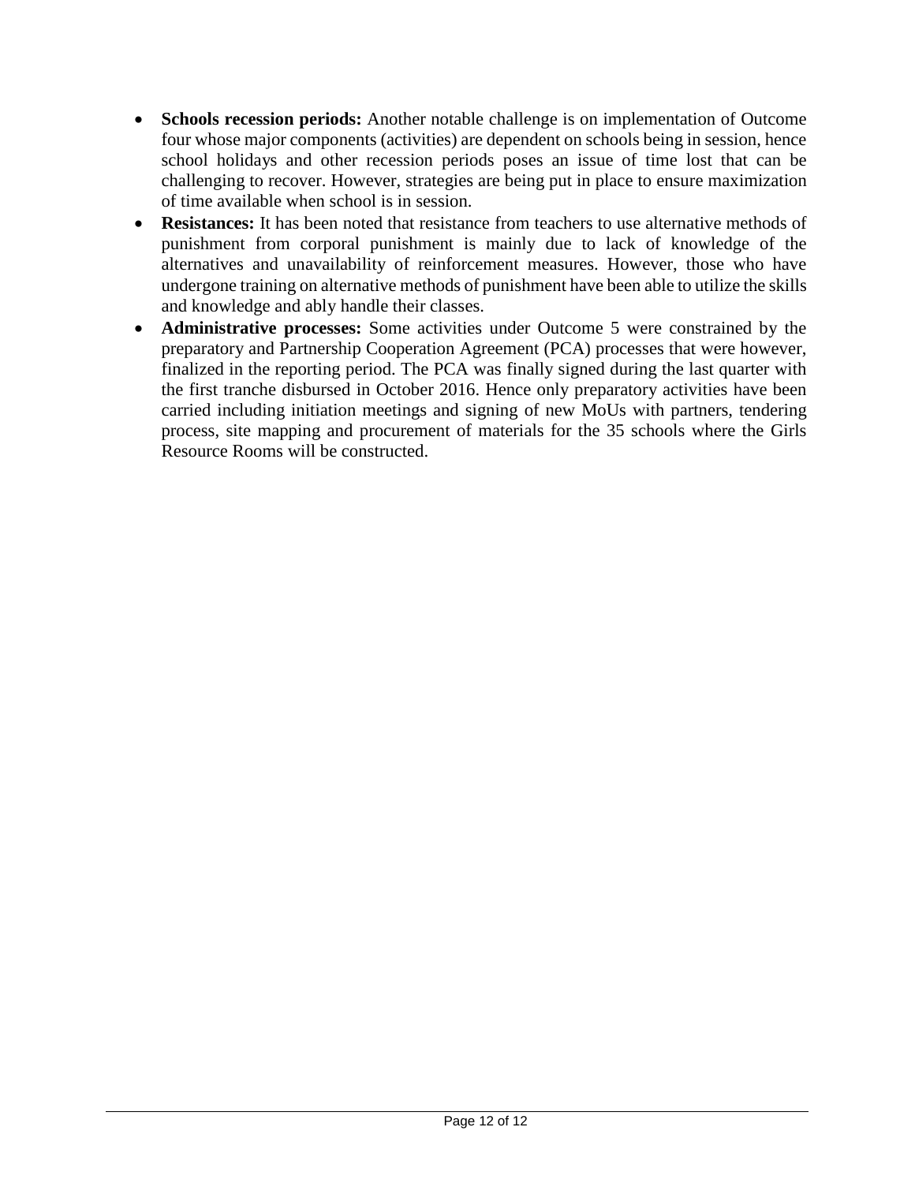- **Schools recession periods:** Another notable challenge is on implementation of Outcome four whose major components (activities) are dependent on schools being in session, hence school holidays and other recession periods poses an issue of time lost that can be challenging to recover. However, strategies are being put in place to ensure maximization of time available when school is in session.
- **Resistances:** It has been noted that resistance from teachers to use alternative methods of punishment from corporal punishment is mainly due to lack of knowledge of the alternatives and unavailability of reinforcement measures. However, those who have undergone training on alternative methods of punishment have been able to utilize the skills and knowledge and ably handle their classes.
- **Administrative processes:** Some activities under Outcome 5 were constrained by the preparatory and Partnership Cooperation Agreement (PCA) processes that were however, finalized in the reporting period. The PCA was finally signed during the last quarter with the first tranche disbursed in October 2016. Hence only preparatory activities have been carried including initiation meetings and signing of new MoUs with partners, tendering process, site mapping and procurement of materials for the 35 schools where the Girls Resource Rooms will be constructed.